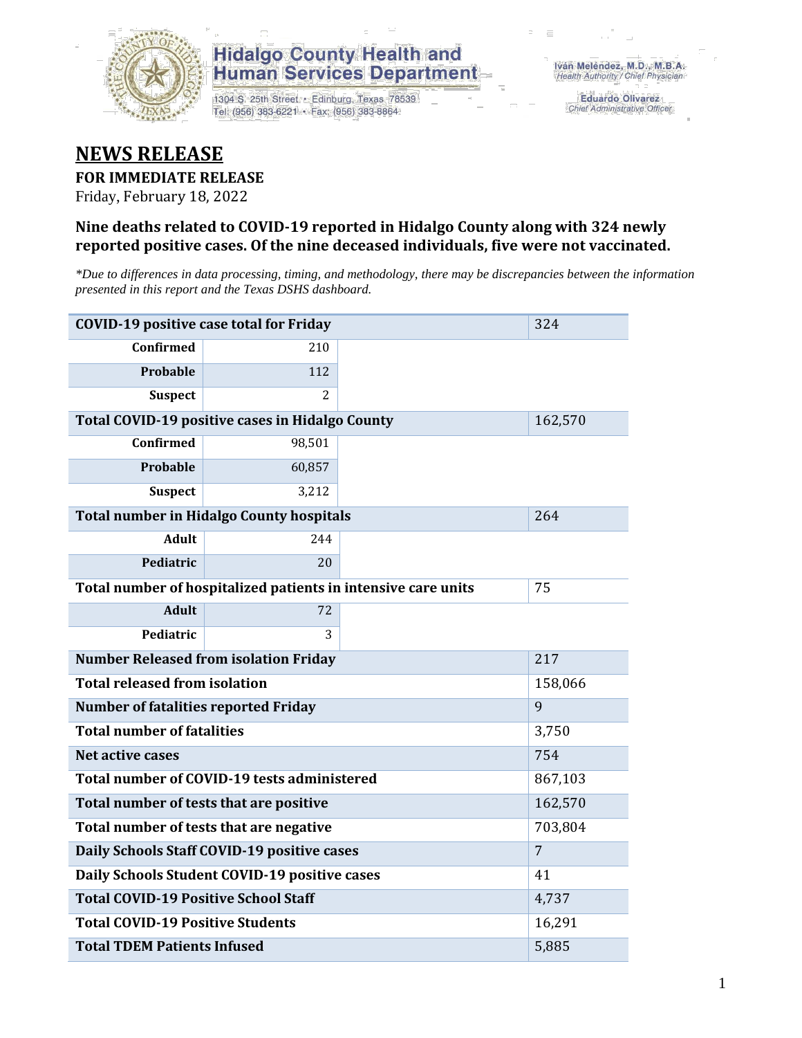Hidalgo County Health and Human Services Department

1304 S. 25th Street • Edinburg, Texas 78539
Tel: (956) 383-6221 • Fax: (956) 383-8864

Iván Meléndez, M.D., M.B.A.
Health Authority / Chief Physician

Eduardo Olivarez
Chief Administrative Officer

# NEWS RELEASE

**FOR IMMEDIATE RELEASE**

Friday, February 18, 2022

### Nine deaths related to COVID-19 reported in Hidalgo County along with 324 newly reported positive cases. Of the nine deceased individuals, five were not vaccinated.

*\*Due to differences in data processing, timing, and methodology, there may be discrepancies between the information presented in this report and the Texas DSHS dashboard.*

| | | | |
|---|---|---|---|
| **COVID-19 positive case total for Friday** | | | 324 |
| **Confirmed** | 210 | | |
| **Probable** | 112 | | |
| **Suspect** | 2 | | |
| **Total COVID-19 positive cases in Hidalgo County** | | | 162,570 |
| **Confirmed** | 98,501 | | |
| **Probable** | 60,857 | | |
| **Suspect** | 3,212 | | |
| **Total number in Hidalgo County hospitals** | | | 264 |
| **Adult** | 244 | | |
| **Pediatric** | 20 | | |
| **Total number of hospitalized patients in intensive care units** | | | 75 |
| **Adult** | 72 | | |
| **Pediatric** | 3 | | |
| **Number Released from isolation Friday** | | | 217 |
| **Total released from isolation** | | | 158,066 |
| **Number of fatalities reported Friday** | | | 9 |
| **Total number of fatalities** | | | 3,750 |
| **Net active cases** | | | 754 |
| **Total number of COVID-19 tests administered** | | | 867,103 |
| **Total number of tests that are positive** | | | 162,570 |
| **Total number of tests that are negative** | | | 703,804 |
| **Daily Schools Staff COVID-19 positive cases** | | | 7 |
| **Daily Schools Student COVID-19 positive cases** | | | 41 |
| **Total COVID-19 Positive School Staff** | | | 4,737 |
| **Total COVID-19 Positive Students** | | | 16,291 |
| **Total TDEM Patients Infused** | | | 5,885 |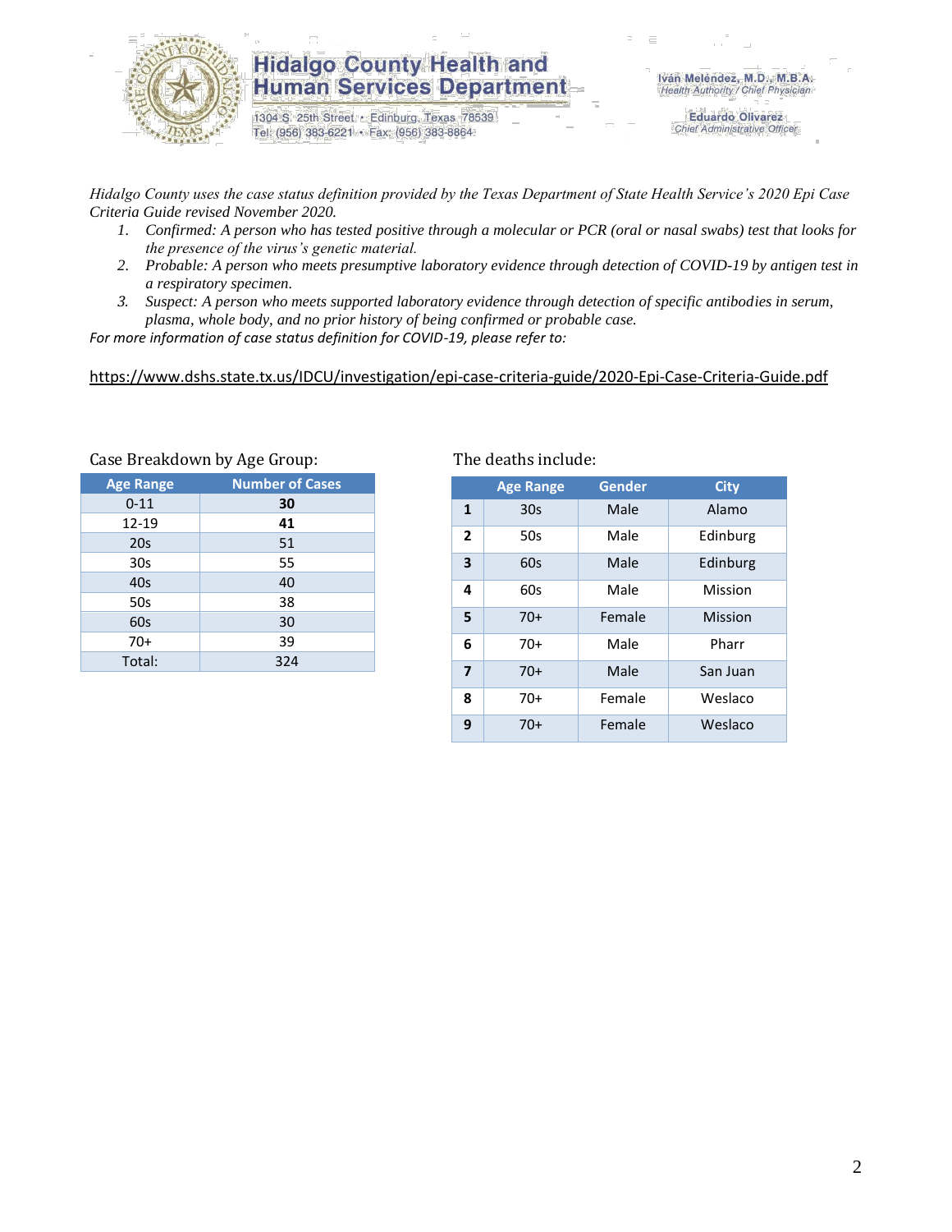**Hidalgo County Health and Human Services Department**

1304 S. 25th Street • Edinburg, Texas 78539
Tel: (956) 383-6221 • Fax: (956) 383-8864

**Iván Meléndez, M.D., M.B.A.**
*Health Authority / Chief Physician*

**Eduardo Olivarez**
*Chief Administrative Officer*

*Hidalgo County uses the case status definition provided by the Texas Department of State Health Service's 2020 Epi Case Criteria Guide revised November 2020.*

1. *Confirmed: A person who has tested positive through a molecular or PCR (oral or nasal swabs) test that looks for the presence of the virus's genetic material.*
2. *Probable: A person who meets presumptive laboratory evidence through detection of COVID-19 by antigen test in a respiratory specimen.*
3. *Suspect: A person who meets supported laboratory evidence through detection of specific antibodies in serum, plasma, whole body, and no prior history of being confirmed or probable case.*

*For more information of case status definition for COVID-19, please refer to:*

https://www.dshs.state.tx.us/IDCU/investigation/epi-case-criteria-guide/2020-Epi-Case-Criteria-Guide.pdf

Case Breakdown by Age Group:

| Age Range | Number of Cases |
|---|---|
| 0-11 | **30** |
| 12-19 | **41** |
| 20s | 51 |
| 30s | 55 |
| 40s | 40 |
| 50s | 38 |
| 60s | 30 |
| 70+ | 39 |
| Total: | 324 |

The deaths include:

| | Age Range | Gender | City |
|---|---|---|---|
| **1** | 30s | Male | Alamo |
| **2** | 50s | Male | Edinburg |
| **3** | 60s | Male | Edinburg |
| **4** | 60s | Male | Mission |
| **5** | 70+ | Female | Mission |
| **6** | 70+ | Male | Pharr |
| **7** | 70+ | Male | San Juan |
| **8** | 70+ | Female | Weslaco |
| **9** | 70+ | Female | Weslaco |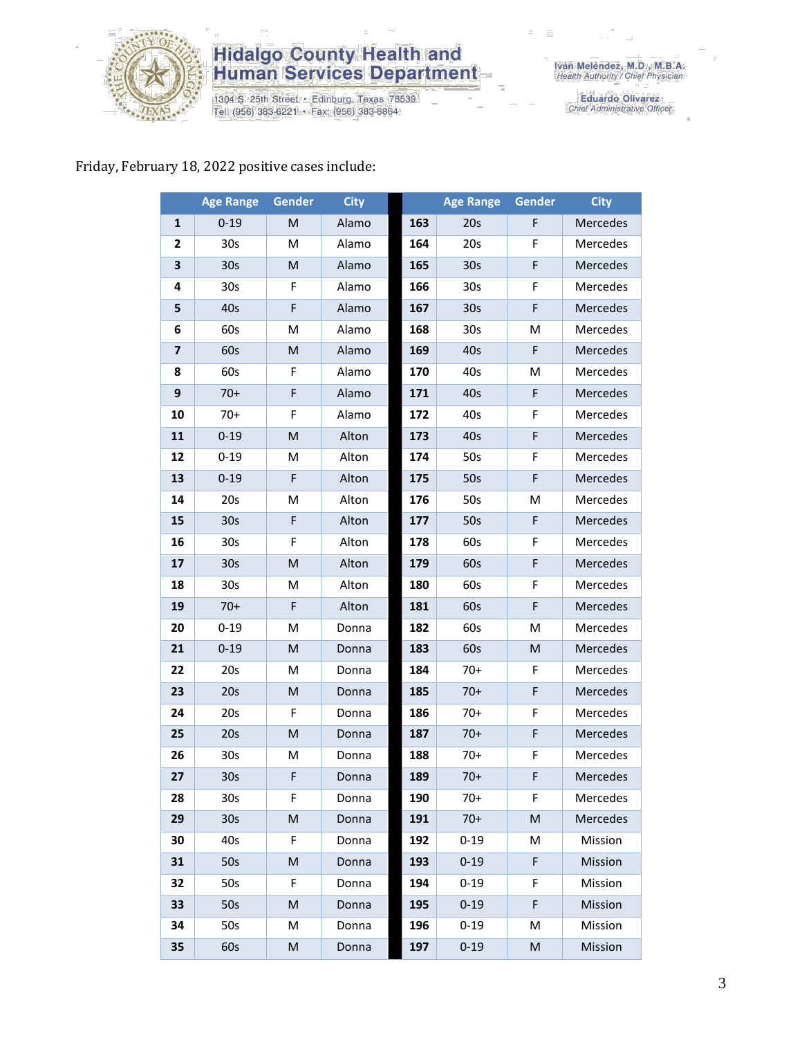Friday, February 18, 2022 positive cases include:

| | Age Range | Gender | City | | Age Range | Gender | City |
|---|---|---|---|---|---|---|---|
| **1** | 0-19 | M | Alamo | **163** | 20s | F | Mercedes |
| **2** | 30s | M | Alamo | **164** | 20s | F | Mercedes |
| **3** | 30s | M | Alamo | **165** | 30s | F | Mercedes |
| **4** | 30s | F | Alamo | **166** | 30s | F | Mercedes |
| **5** | 40s | F | Alamo | **167** | 30s | F | Mercedes |
| **6** | 60s | M | Alamo | **168** | 30s | M | Mercedes |
| **7** | 60s | M | Alamo | **169** | 40s | F | Mercedes |
| **8** | 60s | F | Alamo | **170** | 40s | M | Mercedes |
| **9** | 70+ | F | Alamo | **171** | 40s | F | Mercedes |
| **10** | 70+ | F | Alamo | **172** | 40s | F | Mercedes |
| **11** | 0-19 | M | Alton | **173** | 40s | F | Mercedes |
| **12** | 0-19 | M | Alton | **174** | 50s | F | Mercedes |
| **13** | 0-19 | F | Alton | **175** | 50s | F | Mercedes |
| **14** | 20s | M | Alton | **176** | 50s | M | Mercedes |
| **15** | 30s | F | Alton | **177** | 50s | F | Mercedes |
| **16** | 30s | F | Alton | **178** | 60s | F | Mercedes |
| **17** | 30s | M | Alton | **179** | 60s | F | Mercedes |
| **18** | 30s | M | Alton | **180** | 60s | F | Mercedes |
| **19** | 70+ | F | Alton | **181** | 60s | F | Mercedes |
| **20** | 0-19 | M | Donna | **182** | 60s | M | Mercedes |
| **21** | 0-19 | M | Donna | **183** | 60s | M | Mercedes |
| **22** | 20s | M | Donna | **184** | 70+ | F | Mercedes |
| **23** | 20s | M | Donna | **185** | 70+ | F | Mercedes |
| **24** | 20s | F | Donna | **186** | 70+ | F | Mercedes |
| **25** | 20s | M | Donna | **187** | 70+ | F | Mercedes |
| **26** | 30s | M | Donna | **188** | 70+ | F | Mercedes |
| **27** | 30s | F | Donna | **189** | 70+ | F | Mercedes |
| **28** | 30s | F | Donna | **190** | 70+ | F | Mercedes |
| **29** | 30s | M | Donna | **191** | 70+ | M | Mercedes |
| **30** | 40s | F | Donna | **192** | 0-19 | M | Mission |
| **31** | 50s | M | Donna | **193** | 0-19 | F | Mission |
| **32** | 50s | F | Donna | **194** | 0-19 | F | Mission |
| **33** | 50s | M | Donna | **195** | 0-19 | F | Mission |
| **34** | 50s | M | Donna | **196** | 0-19 | M | Mission |
| **35** | 60s | M | Donna | **197** | 0-19 | M | Mission |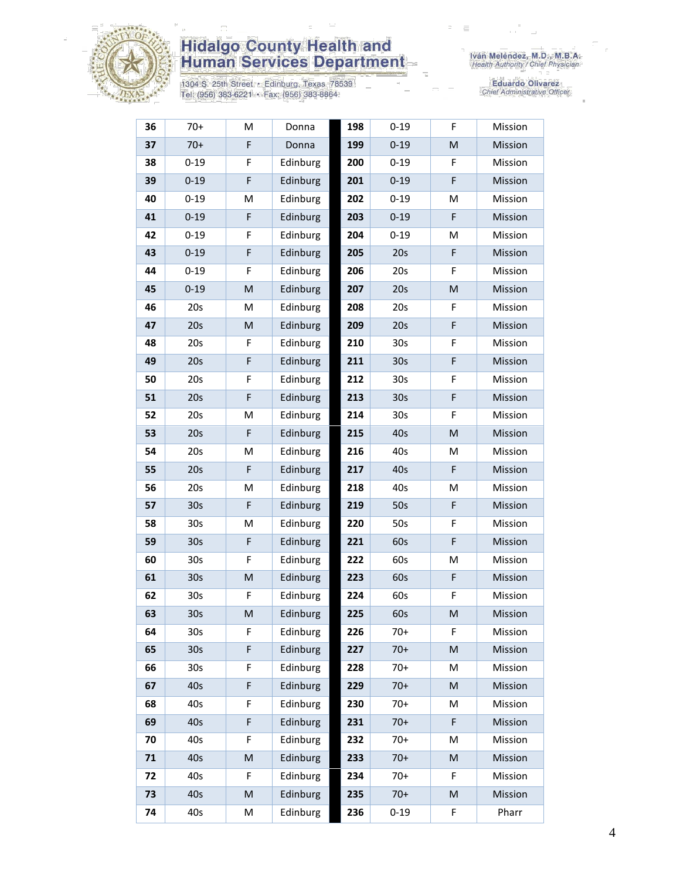| 36 | 70+ | M | Donna | 198 | 0-19 | F | Mission |
|---|---|---|---|---|---|---|---|
| 37 | 70+ | F | Donna | 199 | 0-19 | M | Mission |
| 38 | 0-19 | F | Edinburg | 200 | 0-19 | F | Mission |
| 39 | 0-19 | F | Edinburg | 201 | 0-19 | F | Mission |
| 40 | 0-19 | M | Edinburg | 202 | 0-19 | M | Mission |
| 41 | 0-19 | F | Edinburg | 203 | 0-19 | F | Mission |
| 42 | 0-19 | F | Edinburg | 204 | 0-19 | M | Mission |
| 43 | 0-19 | F | Edinburg | 205 | 20s | F | Mission |
| 44 | 0-19 | F | Edinburg | 206 | 20s | F | Mission |
| 45 | 0-19 | M | Edinburg | 207 | 20s | M | Mission |
| 46 | 20s | M | Edinburg | 208 | 20s | F | Mission |
| 47 | 20s | M | Edinburg | 209 | 20s | F | Mission |
| 48 | 20s | F | Edinburg | 210 | 30s | F | Mission |
| 49 | 20s | F | Edinburg | 211 | 30s | F | Mission |
| 50 | 20s | F | Edinburg | 212 | 30s | F | Mission |
| 51 | 20s | F | Edinburg | 213 | 30s | F | Mission |
| 52 | 20s | M | Edinburg | 214 | 30s | F | Mission |
| 53 | 20s | F | Edinburg | 215 | 40s | M | Mission |
| 54 | 20s | M | Edinburg | 216 | 40s | M | Mission |
| 55 | 20s | F | Edinburg | 217 | 40s | F | Mission |
| 56 | 20s | M | Edinburg | 218 | 40s | M | Mission |
| 57 | 30s | F | Edinburg | 219 | 50s | F | Mission |
| 58 | 30s | M | Edinburg | 220 | 50s | F | Mission |
| 59 | 30s | F | Edinburg | 221 | 60s | F | Mission |
| 60 | 30s | F | Edinburg | 222 | 60s | M | Mission |
| 61 | 30s | M | Edinburg | 223 | 60s | F | Mission |
| 62 | 30s | F | Edinburg | 224 | 60s | F | Mission |
| 63 | 30s | M | Edinburg | 225 | 60s | M | Mission |
| 64 | 30s | F | Edinburg | 226 | 70+ | F | Mission |
| 65 | 30s | F | Edinburg | 227 | 70+ | M | Mission |
| 66 | 30s | F | Edinburg | 228 | 70+ | M | Mission |
| 67 | 40s | F | Edinburg | 229 | 70+ | M | Mission |
| 68 | 40s | F | Edinburg | 230 | 70+ | M | Mission |
| 69 | 40s | F | Edinburg | 231 | 70+ | F | Mission |
| 70 | 40s | F | Edinburg | 232 | 70+ | M | Mission |
| 71 | 40s | M | Edinburg | 233 | 70+ | M | Mission |
| 72 | 40s | F | Edinburg | 234 | 70+ | F | Mission |
| 73 | 40s | M | Edinburg | 235 | 70+ | M | Mission |
| 74 | 40s | M | Edinburg | 236 | 0-19 | F | Pharr |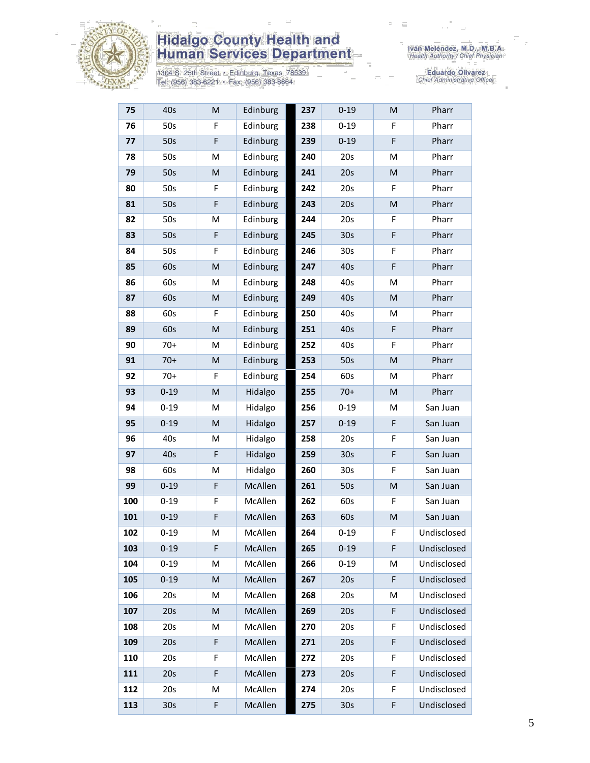| 75 | 40s | M | Edinburg | 237 | 0-19 | M | Pharr |
|---|---|---|---|---|---|---|---|
| 76 | 50s | F | Edinburg | 238 | 0-19 | F | Pharr |
| 77 | 50s | F | Edinburg | 239 | 0-19 | F | Pharr |
| 78 | 50s | M | Edinburg | 240 | 20s | M | Pharr |
| 79 | 50s | M | Edinburg | 241 | 20s | M | Pharr |
| 80 | 50s | F | Edinburg | 242 | 20s | F | Pharr |
| 81 | 50s | F | Edinburg | 243 | 20s | M | Pharr |
| 82 | 50s | M | Edinburg | 244 | 20s | F | Pharr |
| 83 | 50s | F | Edinburg | 245 | 30s | F | Pharr |
| 84 | 50s | F | Edinburg | 246 | 30s | F | Pharr |
| 85 | 60s | M | Edinburg | 247 | 40s | F | Pharr |
| 86 | 60s | M | Edinburg | 248 | 40s | M | Pharr |
| 87 | 60s | M | Edinburg | 249 | 40s | M | Pharr |
| 88 | 60s | F | Edinburg | 250 | 40s | M | Pharr |
| 89 | 60s | M | Edinburg | 251 | 40s | F | Pharr |
| 90 | 70+ | M | Edinburg | 252 | 40s | F | Pharr |
| 91 | 70+ | M | Edinburg | 253 | 50s | M | Pharr |
| 92 | 70+ | F | Edinburg | 254 | 60s | M | Pharr |
| 93 | 0-19 | M | Hidalgo | 255 | 70+ | M | Pharr |
| 94 | 0-19 | M | Hidalgo | 256 | 0-19 | M | San Juan |
| 95 | 0-19 | M | Hidalgo | 257 | 0-19 | F | San Juan |
| 96 | 40s | M | Hidalgo | 258 | 20s | F | San Juan |
| 97 | 40s | F | Hidalgo | 259 | 30s | F | San Juan |
| 98 | 60s | M | Hidalgo | 260 | 30s | F | San Juan |
| 99 | 0-19 | F | McAllen | 261 | 50s | M | San Juan |
| 100 | 0-19 | F | McAllen | 262 | 60s | F | San Juan |
| 101 | 0-19 | F | McAllen | 263 | 60s | M | San Juan |
| 102 | 0-19 | M | McAllen | 264 | 0-19 | F | Undisclosed |
| 103 | 0-19 | F | McAllen | 265 | 0-19 | F | Undisclosed |
| 104 | 0-19 | M | McAllen | 266 | 0-19 | M | Undisclosed |
| 105 | 0-19 | M | McAllen | 267 | 20s | F | Undisclosed |
| 106 | 20s | M | McAllen | 268 | 20s | M | Undisclosed |
| 107 | 20s | M | McAllen | 269 | 20s | F | Undisclosed |
| 108 | 20s | M | McAllen | 270 | 20s | F | Undisclosed |
| 109 | 20s | F | McAllen | 271 | 20s | F | Undisclosed |
| 110 | 20s | F | McAllen | 272 | 20s | F | Undisclosed |
| 111 | 20s | F | McAllen | 273 | 20s | F | Undisclosed |
| 112 | 20s | M | McAllen | 274 | 20s | F | Undisclosed |
| 113 | 30s | F | McAllen | 275 | 30s | F | Undisclosed |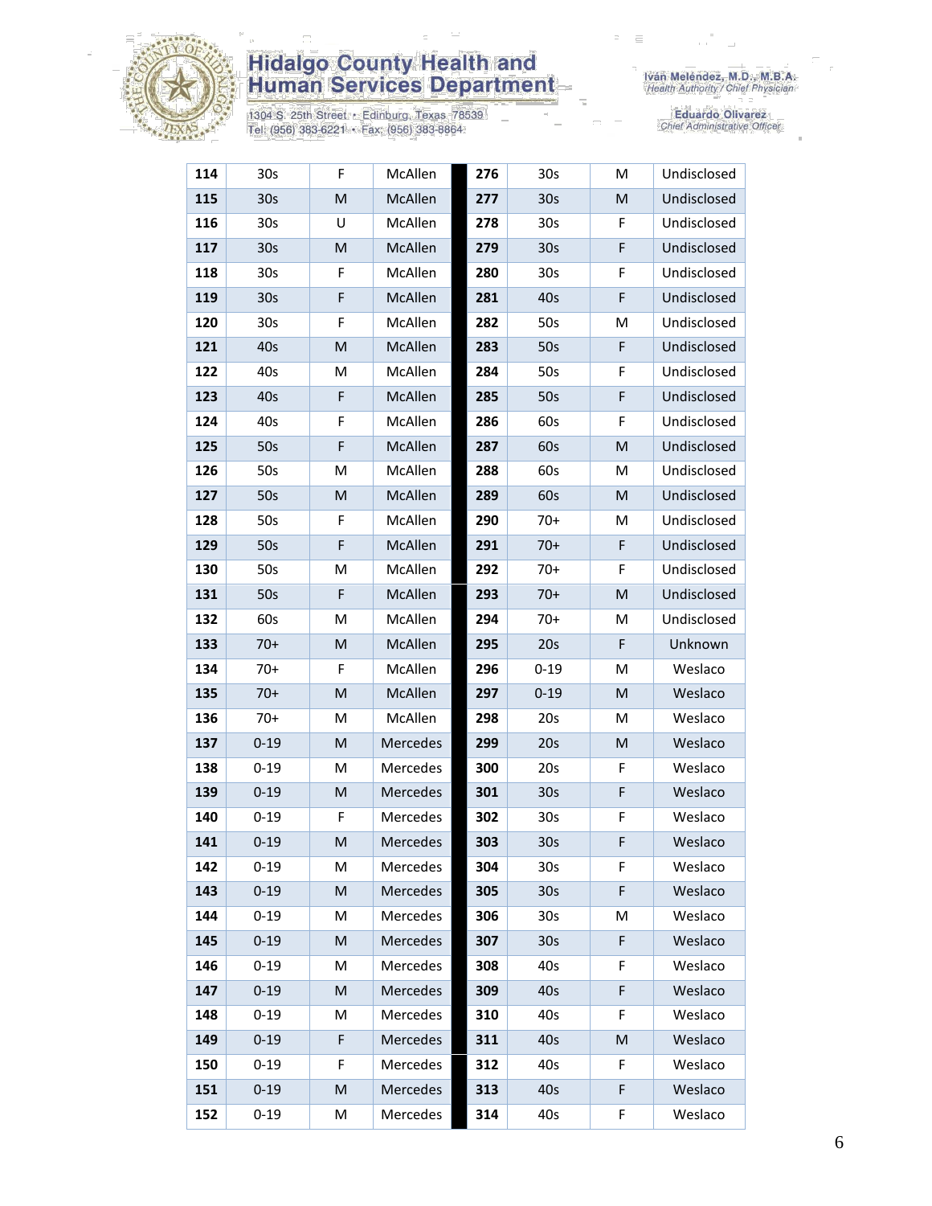| 114 | 30s | F | McAllen | 276 | 30s | M | Undisclosed |
|---|---|---|---|---|---|---|---|
| 115 | 30s | M | McAllen | 277 | 30s | M | Undisclosed |
| 116 | 30s | U | McAllen | 278 | 30s | F | Undisclosed |
| 117 | 30s | M | McAllen | 279 | 30s | F | Undisclosed |
| 118 | 30s | F | McAllen | 280 | 30s | F | Undisclosed |
| 119 | 30s | F | McAllen | 281 | 40s | F | Undisclosed |
| 120 | 30s | F | McAllen | 282 | 50s | M | Undisclosed |
| 121 | 40s | M | McAllen | 283 | 50s | F | Undisclosed |
| 122 | 40s | M | McAllen | 284 | 50s | F | Undisclosed |
| 123 | 40s | F | McAllen | 285 | 50s | F | Undisclosed |
| 124 | 40s | F | McAllen | 286 | 60s | F | Undisclosed |
| 125 | 50s | F | McAllen | 287 | 60s | M | Undisclosed |
| 126 | 50s | M | McAllen | 288 | 60s | M | Undisclosed |
| 127 | 50s | M | McAllen | 289 | 60s | M | Undisclosed |
| 128 | 50s | F | McAllen | 290 | 70+ | M | Undisclosed |
| 129 | 50s | F | McAllen | 291 | 70+ | F | Undisclosed |
| 130 | 50s | M | McAllen | 292 | 70+ | F | Undisclosed |
| 131 | 50s | F | McAllen | 293 | 70+ | M | Undisclosed |
| 132 | 60s | M | McAllen | 294 | 70+ | M | Undisclosed |
| 133 | 70+ | M | McAllen | 295 | 20s | F | Unknown |
| 134 | 70+ | F | McAllen | 296 | 0-19 | M | Weslaco |
| 135 | 70+ | M | McAllen | 297 | 0-19 | M | Weslaco |
| 136 | 70+ | M | McAllen | 298 | 20s | M | Weslaco |
| 137 | 0-19 | M | Mercedes | 299 | 20s | M | Weslaco |
| 138 | 0-19 | M | Mercedes | 300 | 20s | F | Weslaco |
| 139 | 0-19 | M | Mercedes | 301 | 30s | F | Weslaco |
| 140 | 0-19 | F | Mercedes | 302 | 30s | F | Weslaco |
| 141 | 0-19 | M | Mercedes | 303 | 30s | F | Weslaco |
| 142 | 0-19 | M | Mercedes | 304 | 30s | F | Weslaco |
| 143 | 0-19 | M | Mercedes | 305 | 30s | F | Weslaco |
| 144 | 0-19 | M | Mercedes | 306 | 30s | M | Weslaco |
| 145 | 0-19 | M | Mercedes | 307 | 30s | F | Weslaco |
| 146 | 0-19 | M | Mercedes | 308 | 40s | F | Weslaco |
| 147 | 0-19 | M | Mercedes | 309 | 40s | F | Weslaco |
| 148 | 0-19 | M | Mercedes | 310 | 40s | F | Weslaco |
| 149 | 0-19 | F | Mercedes | 311 | 40s | M | Weslaco |
| 150 | 0-19 | F | Mercedes | 312 | 40s | F | Weslaco |
| 151 | 0-19 | M | Mercedes | 313 | 40s | F | Weslaco |
| 152 | 0-19 | M | Mercedes | 314 | 40s | F | Weslaco |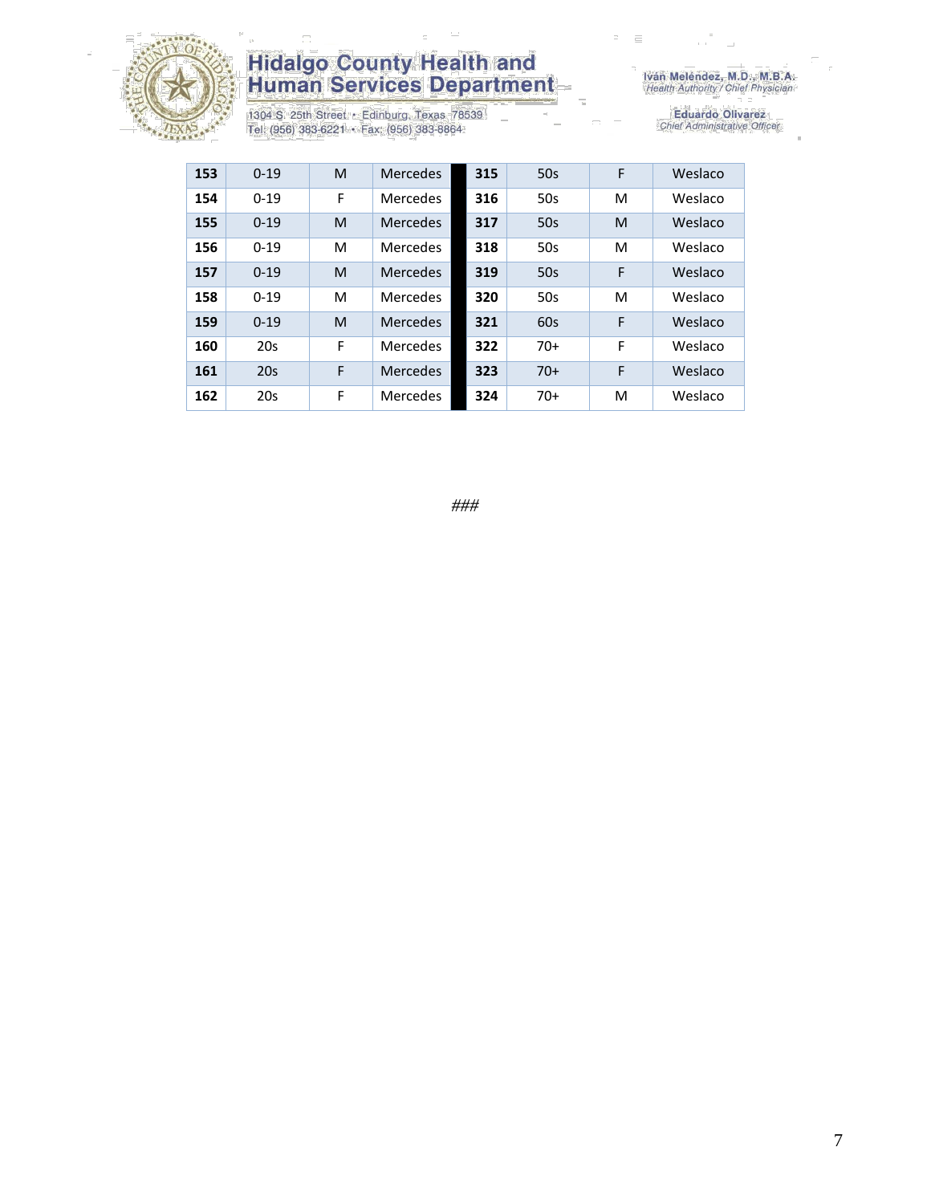| | | | | | | | | |
|---|---|---|---|---|---|---|---|---|
| **153** | 0-19 | M | Mercedes | | **315** | 50s | F | Weslaco |
| **154** | 0-19 | F | Mercedes | | **316** | 50s | M | Weslaco |
| **155** | 0-19 | M | Mercedes | | **317** | 50s | M | Weslaco |
| **156** | 0-19 | M | Mercedes | | **318** | 50s | M | Weslaco |
| **157** | 0-19 | M | Mercedes | | **319** | 50s | F | Weslaco |
| **158** | 0-19 | M | Mercedes | | **320** | 50s | M | Weslaco |
| **159** | 0-19 | M | Mercedes | | **321** | 60s | F | Weslaco |
| **160** | 20s | F | Mercedes | | **322** | 70+ | F | Weslaco |
| **161** | 20s | F | Mercedes | | **323** | 70+ | F | Weslaco |
| **162** | 20s | F | Mercedes | | **324** | 70+ | M | Weslaco |

*###*